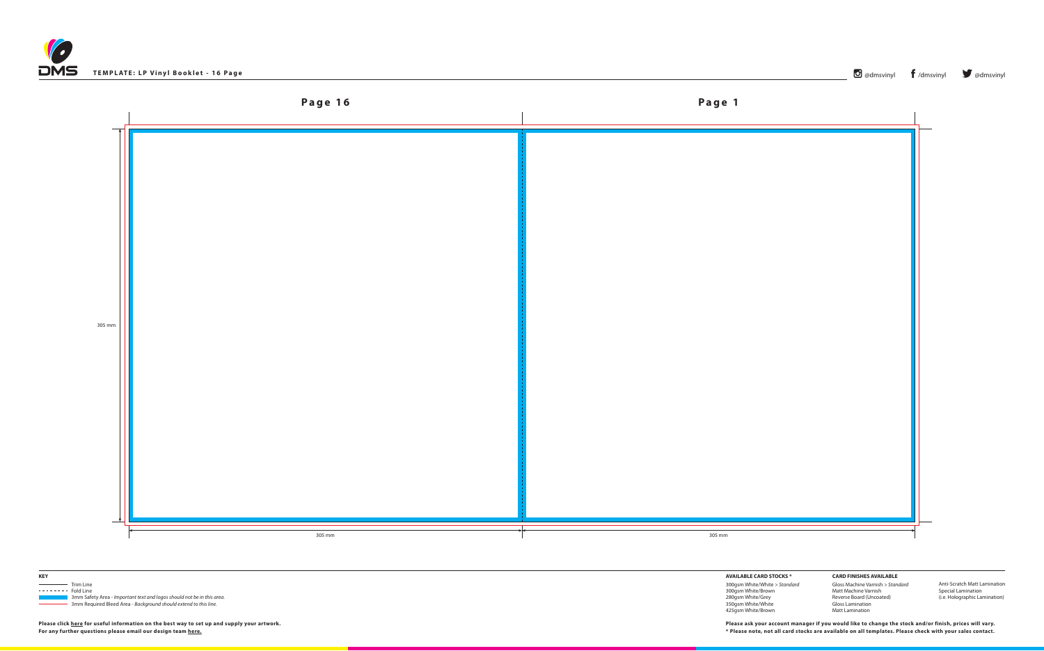**TEMPLATE: LP Vinyl Booklet - 16 Page**

@dmsvinyl /dmsvinyl @dmsvinyl

## Page 16

## Page 1

305 mm

305 mm

305 mm

**KEY**

- Trim Line
- Fold Line
- 3mm Safety Area - *Important text and logos should not be in this area.*
- 3mm Required Bleed Area - *Background should extend to this line.*

**Please click here for useful information on the best way to set up and supply your artwork.**
**For any further questions please email our design team here.**

**AVAILABLE CARD STOCKS ***

300gsm White/White > *Standard*
300gsm White/Brown
280gsm White/Grey
350gsm White/White
425gsm White/Brown

**CARD FINISHES AVAILABLE**

Gloss Machine Varnish > *Standard*
Matt Machine Varnish
Reverse Board (Uncoated)
Gloss Lamination
Matt Lamination
Anti-Scratch Matt Lamination
Special Lamination
(i.e. Holographic Lamination)

**Please ask your account manager if you would like to change the stock and/or finish, prices will vary.**
*** Please note, not all card stocks are available on all templates. Please check with your sales contact.**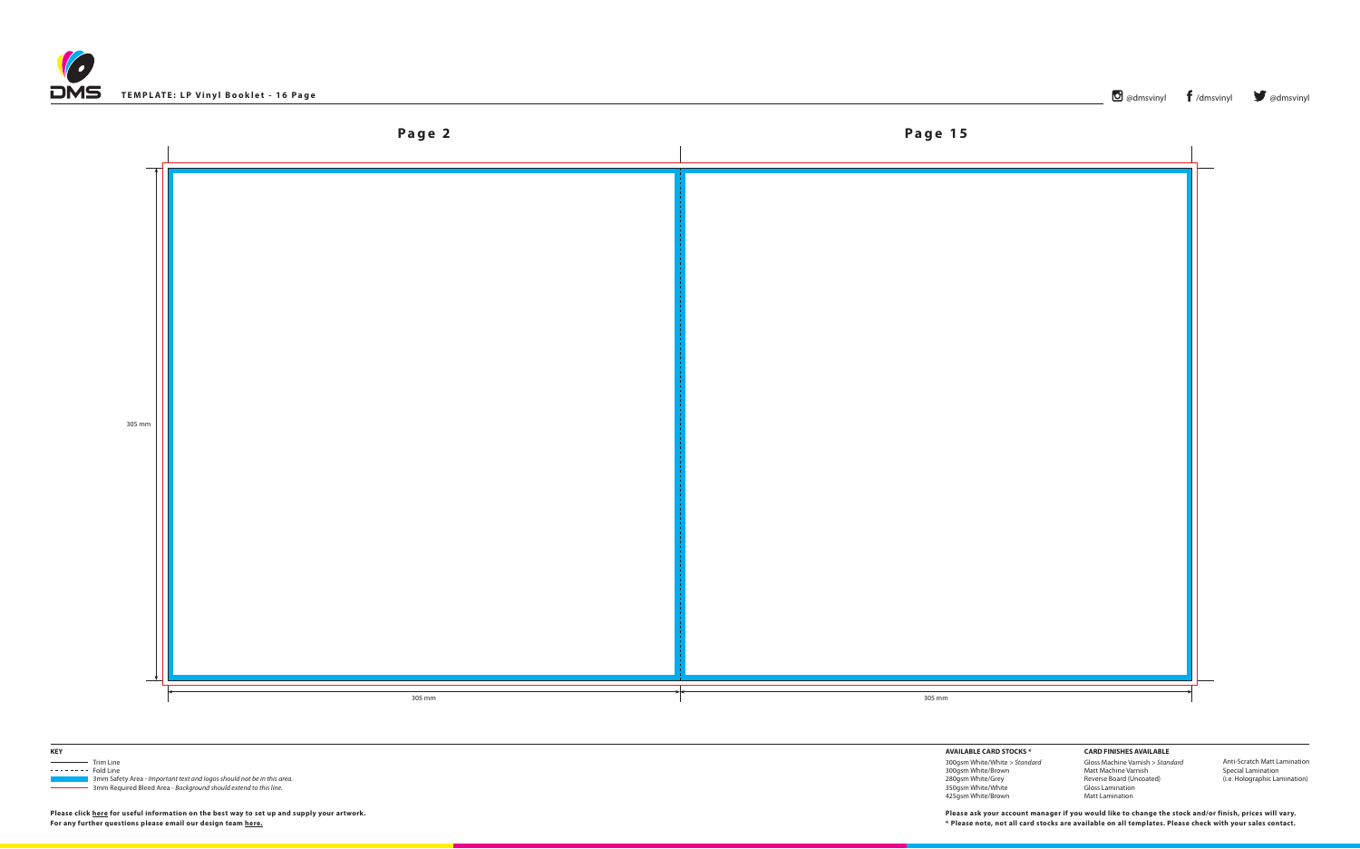**TEMPLATE: LP Vinyl Booklet - 16 Page**

@dmsvinyl /dmsvinyl @dmsvinyl

**Page 2**

**Page 15**

305 mm

305 mm

305 mm

**KEY**

- Trim Line
- Fold Line
- 3mm Safety Area - *Important text and logos should not be in this area.*
- 3mm Required Bleed Area - *Background should extend to this line.*

**Please click here for useful information on the best way to set up and supply your artwork.**
**For any further questions please email our design team here.**

**AVAILABLE CARD STOCKS \***

300gsm White/White > *Standard*
300gsm White/Brown
280gsm White/Grey
350gsm White/White
425gsm White/Brown

**CARD FINISHES AVAILABLE**

Gloss Machine Varnish > *Standard*
Matt Machine Varnish
Reverse Board (Uncoated)
Gloss Lamination
Matt Lamination
Anti-Scratch Matt Lamination
Special Lamination
(i.e. Holographic Lamination)

**Please ask your account manager if you would like to change the stock and/or finish, prices will vary.**
**\* Please note, not all card stocks are available on all templates. Please check with your sales contact.**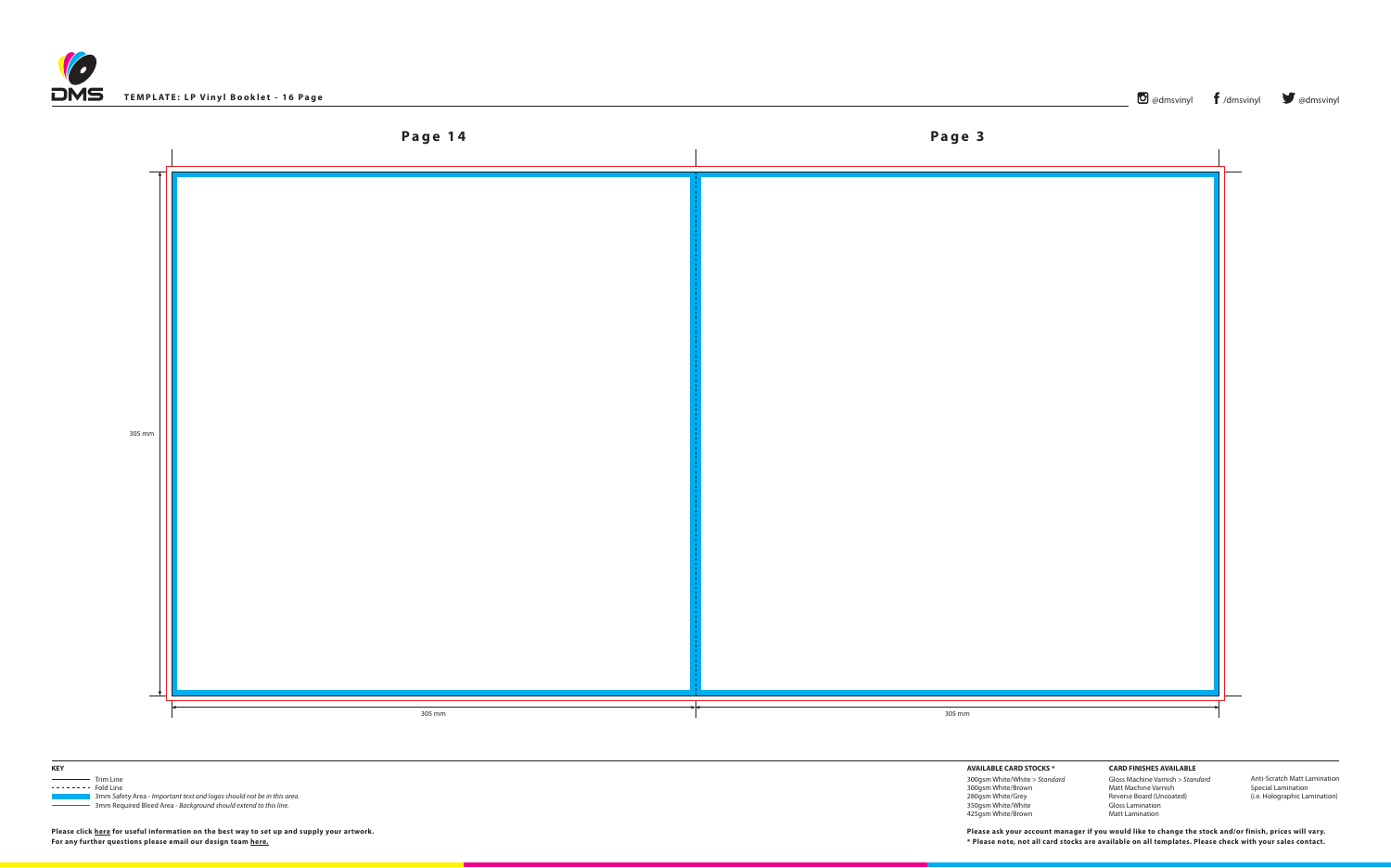**TEMPLATE: LP Vinyl Booklet - 16 Page**

@dmsvinyl /dmsvinyl @dmsvinyl

## Page 14

## Page 3

305 mm

305 mm

305 mm

**KEY**

- Trim Line
- Fold Line
- 3mm Safety Area - *Important text and logos should not be in this area.*
- 3mm Required Bleed Area - *Background should extend to this line.*

**Please click here for useful information on the best way to set up and supply your artwork.**
**For any further questions please email our design team here.**

**AVAILABLE CARD STOCKS ***

300gsm White/White > *Standard*
300gsm White/Brown
280gsm White/Grey
350gsm White/White
425gsm White/Brown

**CARD FINISHES AVAILABLE**

Gloss Machine Varnish > *Standard*
Matt Machine Varnish
Reverse Board (Uncoated)
Gloss Lamination
Matt Lamination
Anti-Scratch Matt Lamination
Special Lamination
(i.e. Holographic Lamination)

**Please ask your account manager if you would like to change the stock and/or finish, prices will vary.**
*** Please note, not all card stocks are available on all templates. Please check with your sales contact.**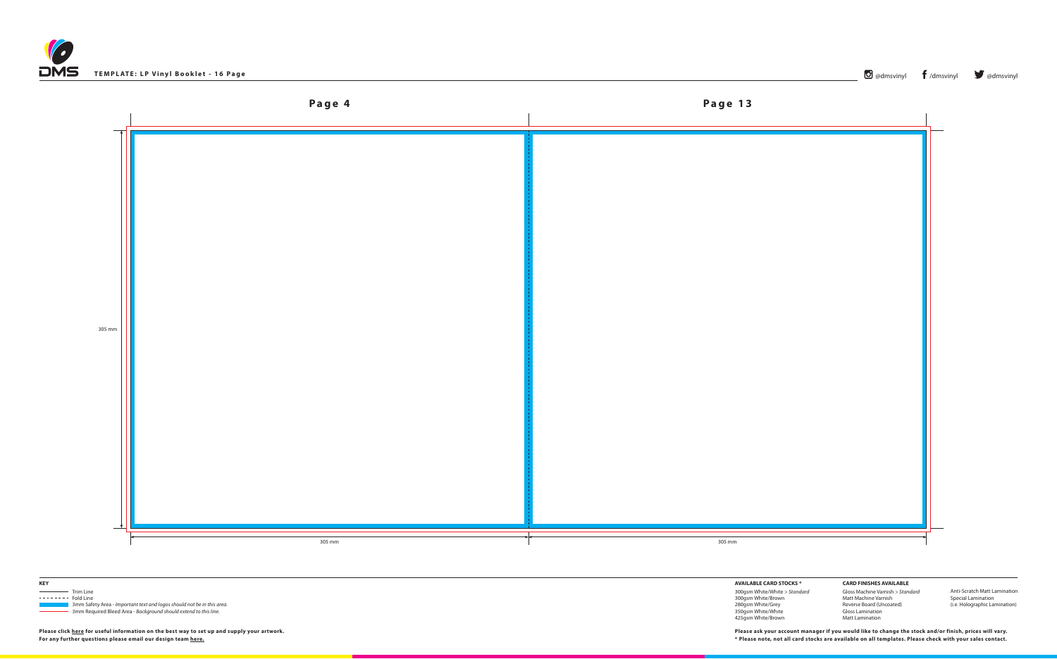**TEMPLATE: LP Vinyl Booklet - 16 Page**

@dmsvinyl /dmsvinyl @dmsvinyl

**Page 4**

**Page 13**

305 mm

305 mm

305 mm

**KEY**

- Trim Line
- Fold Line
- 3mm Safety Area - *Important text and logos should not be in this area.*
- 3mm Required Bleed Area - *Background should extend to this line.*

**Please click here for useful information on the best way to set up and supply your artwork.**
**For any further questions please email our design team here.**

**AVAILABLE CARD STOCKS \***

300gsm White/White > *Standard*
300gsm White/Brown
280gsm White/Grey
350gsm White/White
425gsm White/Brown

**CARD FINISHES AVAILABLE**

Gloss Machine Varnish > *Standard*
Matt Machine Varnish
Reverse Board (Uncoated)
Gloss Lamination
Matt Lamination
Anti-Scratch Matt Lamination
Special Lamination
(i.e. Holographic Lamination)

**Please ask your account manager if you would like to change the stock and/or finish, prices will vary.**
**\* Please note, not all card stocks are available on all templates. Please check with your sales contact.**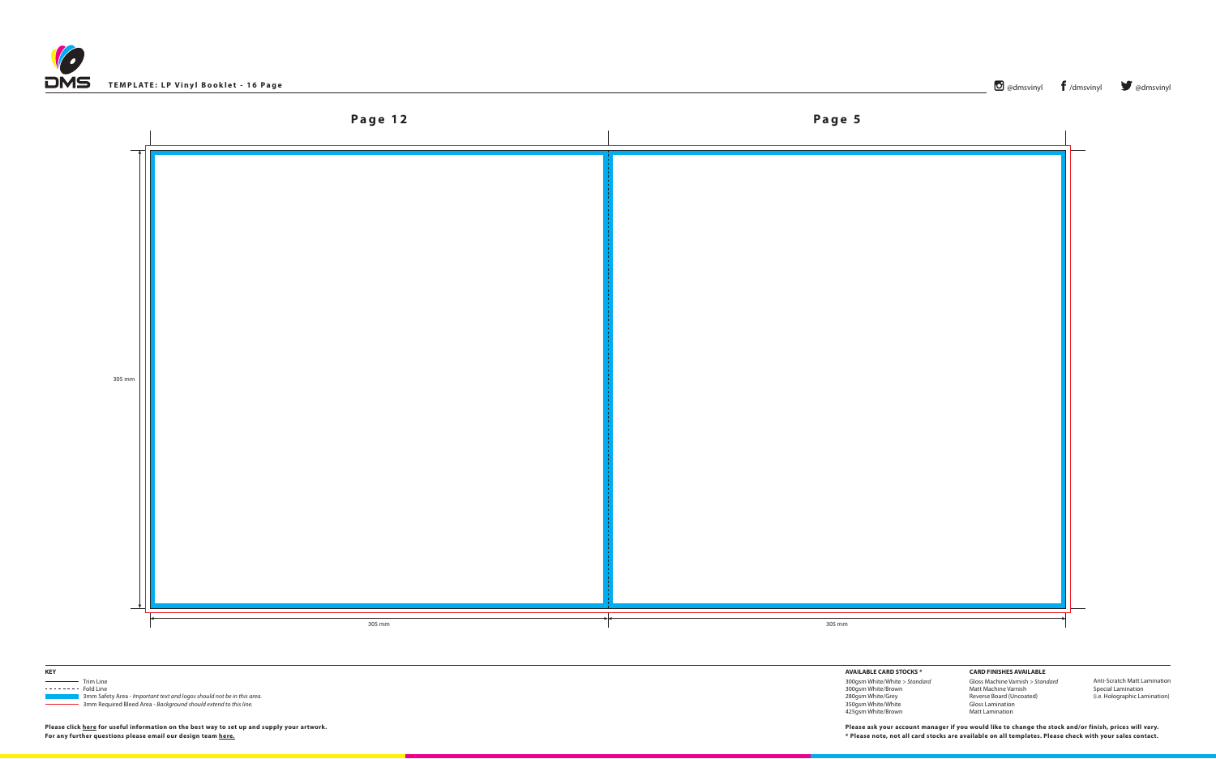TEMPLATE: LP Vinyl Booklet - 16 Page

@dmsvinyl /dmsvinyl @dmsvinyl

## Page 12

## Page 5

305 mm

305 mm

305 mm

**KEY**

- Trim Line
- Fold Line
- 3mm Safety Area - *Important text and logos should not be in this area.*
- 3mm Required Bleed Area - *Background should extend to this line.*

**Please click here for useful information on the best way to set up and supply your artwork.**
**For any further questions please email our design team here.**

**AVAILABLE CARD STOCKS ***

300gsm White/White > *Standard*
300gsm White/Brown
280gsm White/Grey
350gsm White/White
425gsm White/Brown

**CARD FINISHES AVAILABLE**

Gloss Machine Varnish > *Standard*
Matt Machine Varnish
Reverse Board (Uncoated)
Gloss Lamination
Matt Lamination
Anti-Scratch Matt Lamination
Special Lamination
(i.e. Holographic Lamination)

**Please ask your account manager if you would like to change the stock and/or finish, prices will vary.**
*** Please note, not all card stocks are available on all templates. Please check with your sales contact.**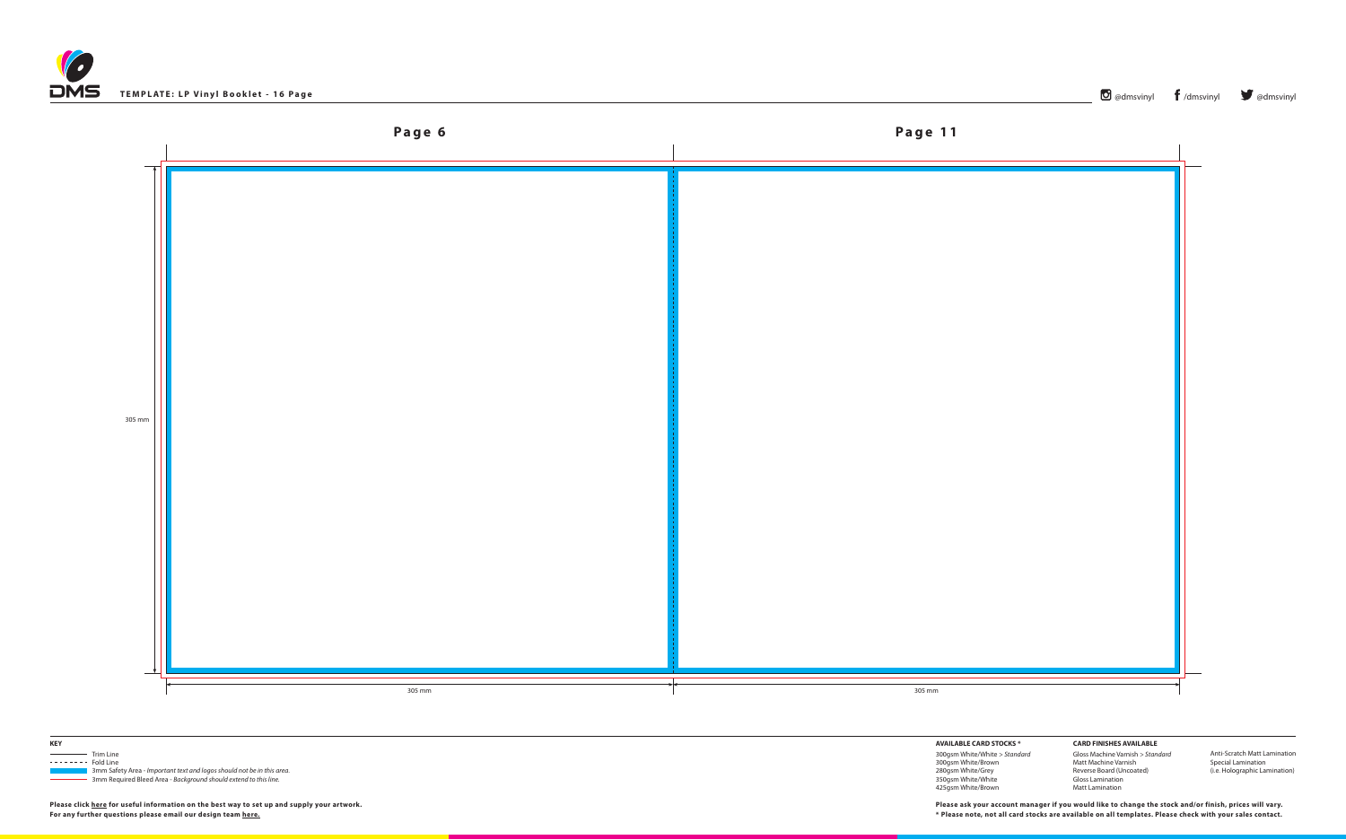**TEMPLATE: LP Vinyl Booklet - 16 Page**

@dmsvinyl /dmsvinyl @dmsvinyl

## Page 6

## Page 11

305 mm

305 mm

305 mm

**KEY**

- Trim Line
- Fold Line
- 3mm Safety Area - *Important text and logos should not be in this area.*
- 3mm Required Bleed Area - *Background should extend to this line.*

**Please click here for useful information on the best way to set up and supply your artwork.**
**For any further questions please email our design team here.**

**AVAILABLE CARD STOCKS \***

300gsm White/White > *Standard*
300gsm White/Brown
280gsm White/Grey
350gsm White/White
425gsm White/Brown

**CARD FINISHES AVAILABLE**

Gloss Machine Varnish > *Standard*
Matt Machine Varnish
Reverse Board (Uncoated)
Gloss Lamination
Matt Lamination
Anti-Scratch Matt Lamination
Special Lamination
(i.e. Holographic Lamination)

**Please ask your account manager if you would like to change the stock and/or finish, prices will vary.**
**\* Please note, not all card stocks are available on all templates. Please check with your sales contact.**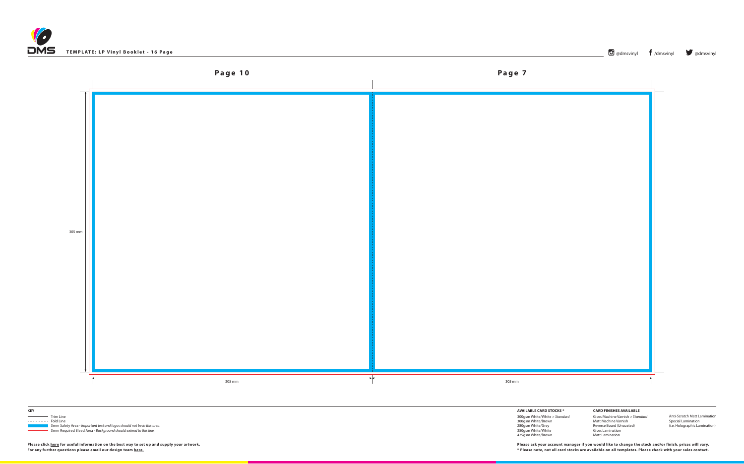**TEMPLATE: LP Vinyl Booklet - 16 Page**

@dmsvinyl /dmsvinyl @dmsvinyl

## Page 10

## Page 7

305 mm

305 mm

305 mm

**KEY**

- Trim Line
- Fold Line
- 3mm Safety Area - *Important text and logos should not be in this area.*
- 3mm Required Bleed Area - *Background should extend to this line.*

**Please click here for useful information on the best way to set up and supply your artwork.**
**For any further questions please email our design team here.**

**AVAILABLE CARD STOCKS \***

300gsm White/White > *Standard*
300gsm White/Brown
280gsm White/Grey
350gsm White/White
425gsm White/Brown

**CARD FINISHES AVAILABLE**

Gloss Machine Varnish > *Standard*
Matt Machine Varnish
Reverse Board (Uncoated)
Gloss Lamination
Matt Lamination

Anti-Scratch Matt Lamination
Special Lamination
(i.e. Holographic Lamination)

**Please ask your account manager if you would like to change the stock and/or finish, prices will vary.**
**\* Please note, not all card stocks are available on all templates. Please check with your sales contact.**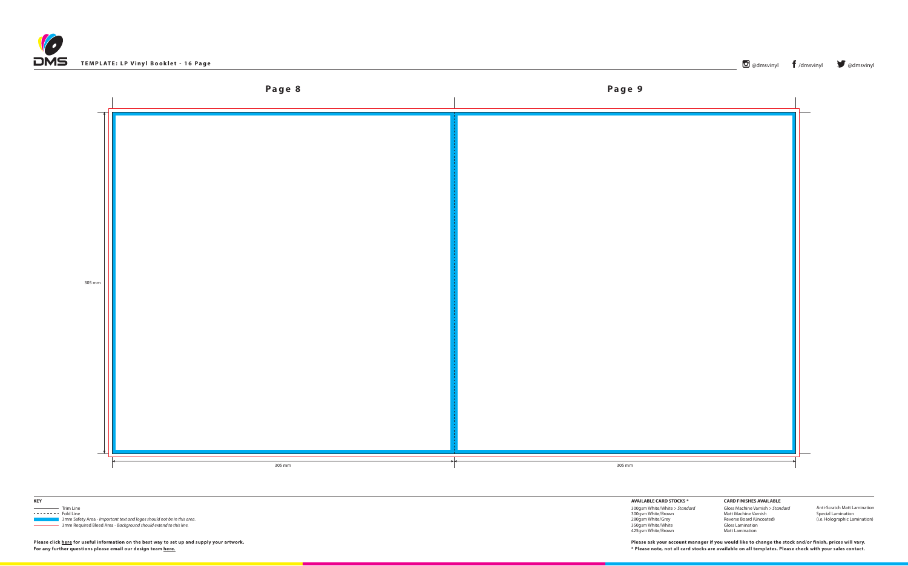**TEMPLATE: LP Vinyl Booklet - 16 Page**

@dmsvinyl /dmsvinyl @dmsvinyl

## Page 8

## Page 9

305 mm

305 mm

305 mm

**KEY**

Trim Line
Fold Line
3mm Safety Area - *Important text and logos should not be in this area.*
3mm Required Bleed Area - *Background should extend to this line.*

**Please click here for useful information on the best way to set up and supply your artwork.**
**For any further questions please email our design team here.**

**AVAILABLE CARD STOCKS \***

300gsm White/White > *Standard*
300gsm White/Brown
280gsm White/Grey
350gsm White/White
425gsm White/Brown

**CARD FINISHES AVAILABLE**

Gloss Machine Varnish > *Standard*
Matt Machine Varnish
Reverse Board (Uncoated)
Gloss Lamination
Matt Lamination
Anti-Scratch Matt Lamination
Special Lamination
(i.e. Holographic Lamination)

**Please ask your account manager if you would like to change the stock and/or finish, prices will vary.**
**\* Please note, not all card stocks are available on all templates. Please check with your sales contact.**